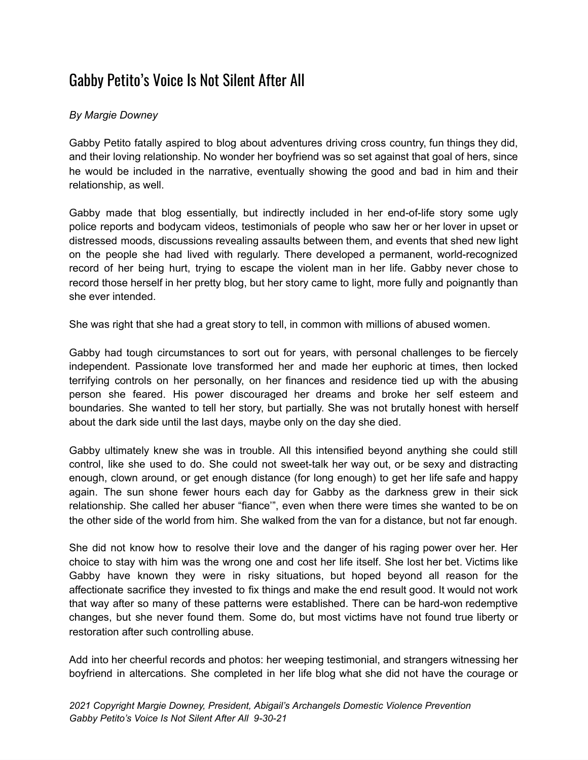# Gabby Petito's Voice Is Not Silent After All

*By Margie Downey*

Gabby Petito fatally aspired to blog about adventures driving cross country, fun things they did, and their loving relationship. No wonder her boyfriend was so set against that goal of hers, since he would be included in the narrative, eventually showing the good and bad in him and their relationship, as well.

Gabby made that blog essentially, but indirectly included in her end-of-life story some ugly police reports and bodycam videos, testimonials of people who saw her or her lover in upset or distressed moods, discussions revealing assaults between them, and events that shed new light on the people she had lived with regularly. There developed a permanent, world-recognized record of her being hurt, trying to escape the violent man in her life. Gabby never chose to record those herself in her pretty blog, but her story came to light, more fully and poignantly than she ever intended.

She was right that she had a great story to tell, in common with millions of abused women.

Gabby had tough circumstances to sort out for years, with personal challenges to be fiercely independent. Passionate love transformed her and made her euphoric at times, then locked terrifying controls on her personally, on her finances and residence tied up with the abusing person she feared. His power discouraged her dreams and broke her self esteem and boundaries. She wanted to tell her story, but partially. She was not brutally honest with herself about the dark side until the last days, maybe only on the day she died.

Gabby ultimately knew she was in trouble. All this intensified beyond anything she could still control, like she used to do. She could not sweet-talk her way out, or be sexy and distracting enough, clown around, or get enough distance (for long enough) to get her life safe and happy again. The sun shone fewer hours each day for Gabby as the darkness grew in their sick relationship. She called her abuser "fiance'", even when there were times she wanted to be on the other side of the world from him. She walked from the van for a distance, but not far enough.

She did not know how to resolve their love and the danger of his raging power over her. Her choice to stay with him was the wrong one and cost her life itself. She lost her bet. Victims like Gabby have known they were in risky situations, but hoped beyond all reason for the affectionate sacrifice they invested to fix things and make the end result good. It would not work that way after so many of these patterns were established. There can be hard-won redemptive changes, but she never found them. Some do, but most victims have not found true liberty or restoration after such controlling abuse.

Add into her cheerful records and photos: her weeping testimonial, and strangers witnessing her boyfriend in altercations. She completed in her life blog what she did not have the courage or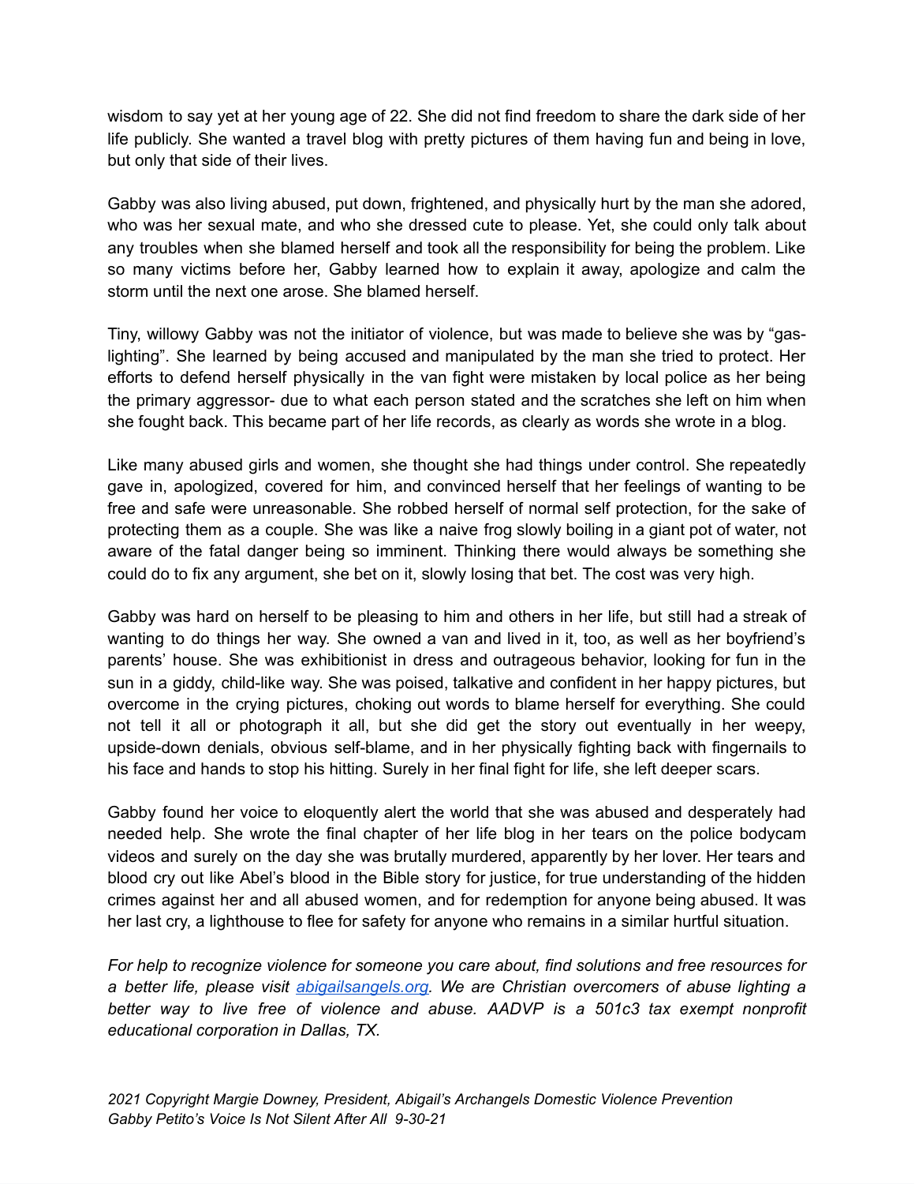wisdom to say yet at her young age of 22. She did not find freedom to share the dark side of her life publicly. She wanted a travel blog with pretty pictures of them having fun and being in love, but only that side of their lives.

Gabby was also living abused, put down, frightened, and physically hurt by the man she adored, who was her sexual mate, and who she dressed cute to please. Yet, she could only talk about any troubles when she blamed herself and took all the responsibility for being the problem. Like so many victims before her, Gabby learned how to explain it away, apologize and calm the storm until the next one arose. She blamed herself.

Tiny, willowy Gabby was not the initiator of violence, but was made to believe she was by "gas-lighting". She learned by being accused and manipulated by the man she tried to protect. Her efforts to defend herself physically in the van fight were mistaken by local police as her being the primary aggressor- due to what each person stated and the scratches she left on him when she fought back. This became part of her life records, as clearly as words she wrote in a blog.

Like many abused girls and women, she thought she had things under control. She repeatedly gave in, apologized, covered for him, and convinced herself that her feelings of wanting to be free and safe were unreasonable. She robbed herself of normal self protection, for the sake of protecting them as a couple. She was like a naive frog slowly boiling in a giant pot of water, not aware of the fatal danger being so imminent. Thinking there would always be something she could do to fix any argument, she bet on it, slowly losing that bet. The cost was very high.

Gabby was hard on herself to be pleasing to him and others in her life, but still had a streak of wanting to do things her way. She owned a van and lived in it, too, as well as her boyfriend's parents' house. She was exhibitionist in dress and outrageous behavior, looking for fun in the sun in a giddy, child-like way. She was poised, talkative and confident in her happy pictures, but overcome in the crying pictures, choking out words to blame herself for everything. She could not tell it all or photograph it all, but she did get the story out eventually in her weepy, upside-down denials, obvious self-blame, and in her physically fighting back with fingernails to his face and hands to stop his hitting. Surely in her final fight for life, she left deeper scars.

Gabby found her voice to eloquently alert the world that she was abused and desperately had needed help. She wrote the final chapter of her life blog in her tears on the police bodycam videos and surely on the day she was brutally murdered, apparently by her lover. Her tears and blood cry out like Abel's blood in the Bible story for justice, for true understanding of the hidden crimes against her and all abused women, and for redemption for anyone being abused. It was her last cry, a lighthouse to flee for safety for anyone who remains in a similar hurtful situation.

*For help to recognize violence for someone you care about, find solutions and free resources for a better life, please visit [abigailsangels.org](abigailsangels.org). We are Christian overcomers of abuse lighting a better way to live free of violence and abuse. AADVP is a 501c3 tax exempt nonprofit educational corporation in Dallas, TX.*

*2021 Copyright Margie Downey, President, Abigail's Archangels Domestic Violence Prevention*
*Gabby Petito's Voice Is Not Silent After All 9-30-21*